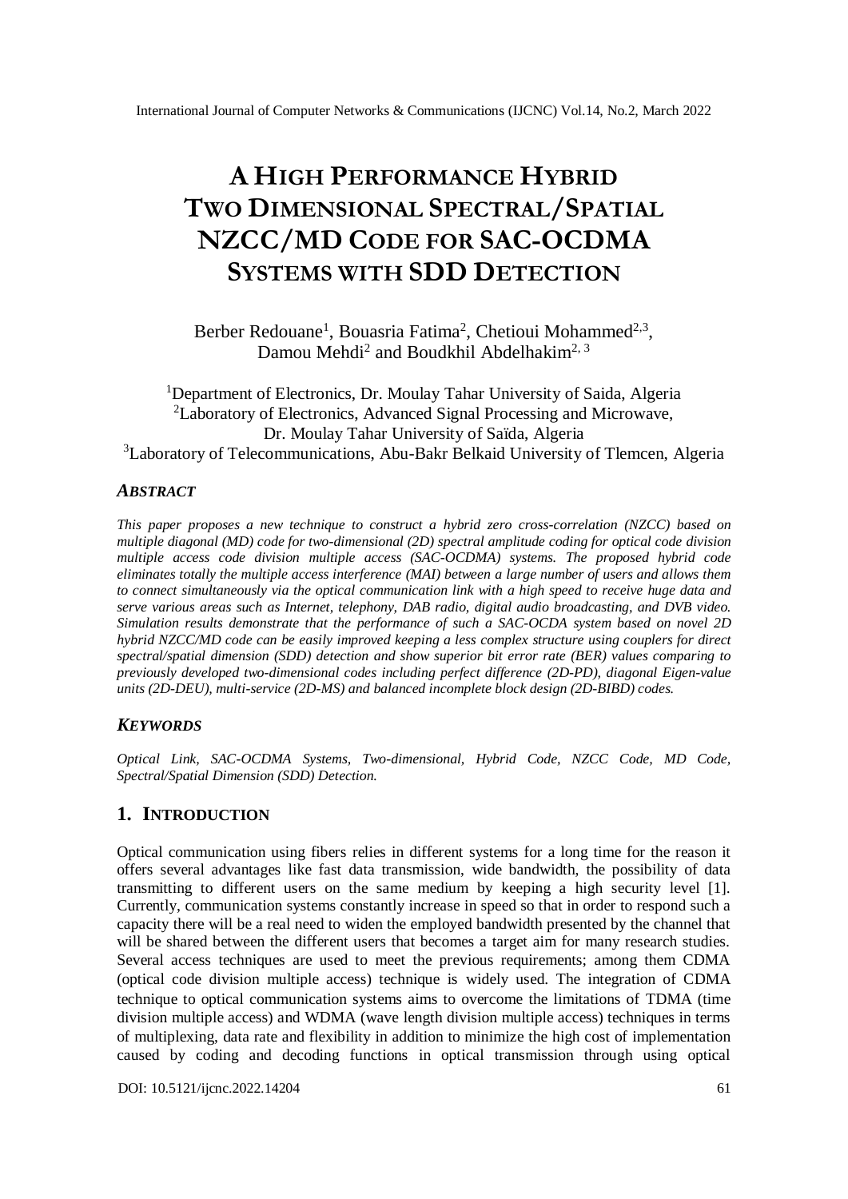# A High Performance Hybrid Two Dimensional Spectral/Spatial NZCC/MD Code for SAC-OCDMA Systems with SDD Detection

Berber Redouane[1], Bouasria Fatima[2], Chetioui Mohammed[2,3], Damou Mehdi[2] and Boudkhil Abdelhakim[2, 3]

[1]Department of Electronics, Dr. Moulay Tahar University of Saida, Algeria
[2]Laboratory of Electronics, Advanced Signal Processing and Microwave, Dr. Moulay Tahar University of Saïda, Algeria
[3]Laboratory of Telecommunications, Abu-Bakr Belkaid University of Tlemcen, Algeria

## *Abstract*

*This paper proposes a new technique to construct a hybrid zero cross-correlation (NZCC) based on multiple diagonal (MD) code for two-dimensional (2D) spectral amplitude coding for optical code division multiple access code division multiple access (SAC-OCDMA) systems. The proposed hybrid code eliminates totally the multiple access interference (MAI) between a large number of users and allows them to connect simultaneously via the optical communication link with a high speed to receive huge data and serve various areas such as Internet, telephony, DAB radio, digital audio broadcasting, and DVB video. Simulation results demonstrate that the performance of such a SAC-OCDA system based on novel 2D hybrid NZCC/MD code can be easily improved keeping a less complex structure using couplers for direct spectral/spatial dimension (SDD) detection and show superior bit error rate (BER) values comparing to previously developed two-dimensional codes including perfect difference (2D-PD), diagonal Eigen-value units (2D-DEU), multi-service (2D-MS) and balanced incomplete block design (2D-BIBD) codes.*

## *Keywords*

*Optical Link, SAC-OCDMA Systems, Two-dimensional, Hybrid Code, NZCC Code, MD Code, Spectral/Spatial Dimension (SDD) Detection.*

## 1. Introduction

Optical communication using fibers relies in different systems for a long time for the reason it offers several advantages like fast data transmission, wide bandwidth, the possibility of data transmitting to different users on the same medium by keeping a high security level [1]. Currently, communication systems constantly increase in speed so that in order to respond such a capacity there will be a real need to widen the employed bandwidth presented by the channel that will be shared between the different users that becomes a target aim for many research studies. Several access techniques are used to meet the previous requirements; among them CDMA (optical code division multiple access) technique is widely used. The integration of CDMA technique to optical communication systems aims to overcome the limitations of TDMA (time division multiple access) and WDMA (wave length division multiple access) techniques in terms of multiplexing, data rate and flexibility in addition to minimize the high cost of implementation caused by coding and decoding functions in optical transmission through using optical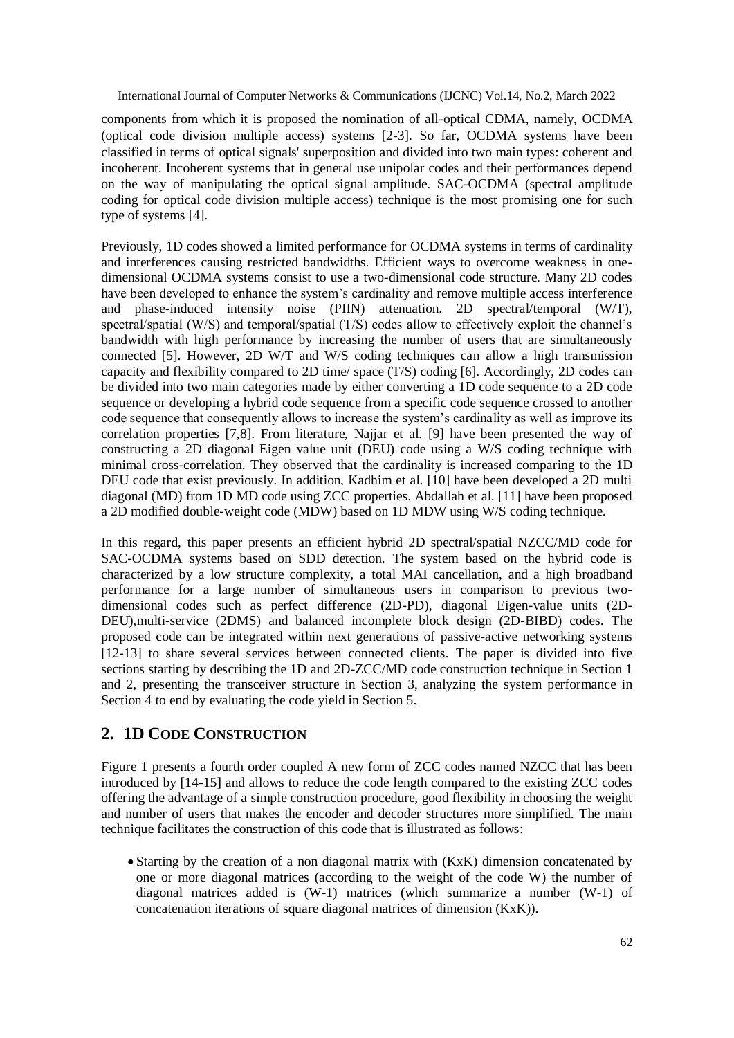components from which it is proposed the nomination of all-optical CDMA, namely, OCDMA (optical code division multiple access) systems [2-3]. So far, OCDMA systems have been classified in terms of optical signals' superposition and divided into two main types: coherent and incoherent. Incoherent systems that in general use unipolar codes and their performances depend on the way of manipulating the optical signal amplitude. SAC-OCDMA (spectral amplitude coding for optical code division multiple access) technique is the most promising one for such type of systems [4].

Previously, 1D codes showed a limited performance for OCDMA systems in terms of cardinality and interferences causing restricted bandwidths. Efficient ways to overcome weakness in one-dimensional OCDMA systems consist to use a two-dimensional code structure. Many 2D codes have been developed to enhance the system's cardinality and remove multiple access interference and phase-induced intensity noise (PIIN) attenuation. 2D spectral/temporal (W/T), spectral/spatial (W/S) and temporal/spatial (T/S) codes allow to effectively exploit the channel's bandwidth with high performance by increasing the number of users that are simultaneously connected [5]. However, 2D W/T and W/S coding techniques can allow a high transmission capacity and flexibility compared to 2D time/ space (T/S) coding [6]. Accordingly, 2D codes can be divided into two main categories made by either converting a 1D code sequence to a 2D code sequence or developing a hybrid code sequence from a specific code sequence crossed to another code sequence that consequently allows to increase the system's cardinality as well as improve its correlation properties [7,8]. From literature, Najjar et al. [9] have been presented the way of constructing a 2D diagonal Eigen value unit (DEU) code using a W/S coding technique with minimal cross-correlation. They observed that the cardinality is increased comparing to the 1D DEU code that exist previously. In addition, Kadhim et al. [10] have been developed a 2D multi diagonal (MD) from 1D MD code using ZCC properties. Abdallah et al. [11] have been proposed a 2D modified double-weight code (MDW) based on 1D MDW using W/S coding technique.

In this regard, this paper presents an efficient hybrid 2D spectral/spatial NZCC/MD code for SAC-OCDMA systems based on SDD detection. The system based on the hybrid code is characterized by a low structure complexity, a total MAI cancellation, and a high broadband performance for a large number of simultaneous users in comparison to previous two-dimensional codes such as perfect difference (2D-PD), diagonal Eigen-value units (2D-DEU),multi-service (2DMS) and balanced incomplete block design (2D-BIBD) codes. The proposed code can be integrated within next generations of passive-active networking systems [12-13] to share several services between connected clients. The paper is divided into five sections starting by describing the 1D and 2D-ZCC/MD code construction technique in Section 1 and 2, presenting the transceiver structure in Section 3, analyzing the system performance in Section 4 to end by evaluating the code yield in Section 5.

## 2. 1D Code Construction

Figure 1 presents a fourth order coupled A new form of ZCC codes named NZCC that has been introduced by [14-15] and allows to reduce the code length compared to the existing ZCC codes offering the advantage of a simple construction procedure, good flexibility in choosing the weight and number of users that makes the encoder and decoder structures more simplified. The main technique facilitates the construction of this code that is illustrated as follows:

- Starting by the creation of a non diagonal matrix with (KxK) dimension concatenated by one or more diagonal matrices (according to the weight of the code W) the number of diagonal matrices added is (W-1) matrices (which summarize a number (W-1) of concatenation iterations of square diagonal matrices of dimension (KxK)).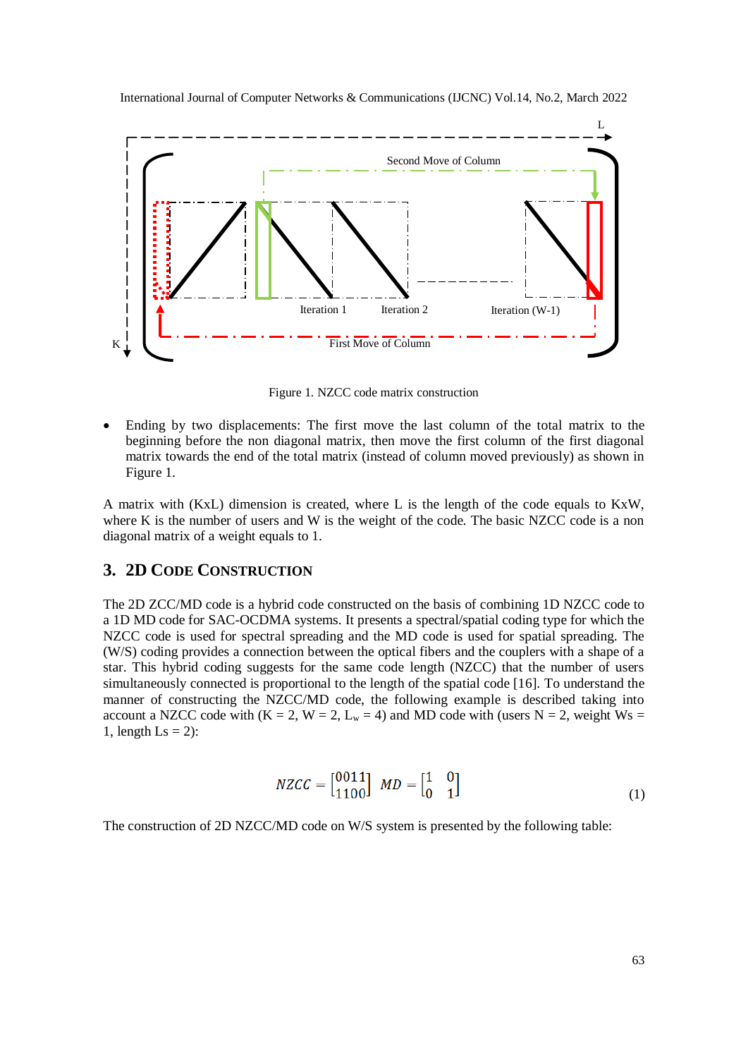Figure 1. NZCC code matrix construction

- Ending by two displacements: The first move the last column of the total matrix to the beginning before the non diagonal matrix, then move the first column of the first diagonal matrix towards the end of the total matrix (instead of column moved previously) as shown in Figure 1.

A matrix with (KxL) dimension is created, where L is the length of the code equals to KxW, where K is the number of users and W is the weight of the code. The basic NZCC code is a non diagonal matrix of a weight equals to 1.

## 3. 2D Code Construction

The 2D ZCC/MD code is a hybrid code constructed on the basis of combining 1D NZCC code to a 1D MD code for SAC-OCDMA systems. It presents a spectral/spatial coding type for which the NZCC code is used for spectral spreading and the MD code is used for spatial spreading. The (W/S) coding provides a connection between the optical fibers and the couplers with a shape of a star. This hybrid coding suggests for the same code length (NZCC) that the number of users simultaneously connected is proportional to the length of the spatial code [16]. To understand the manner of constructing the NZCC/MD code, the following example is described taking into account a NZCC code with (K = 2, W = 2, $L_w$ = 4) and MD code with (users N = 2, weight Ws = 1, length Ls = 2):

$$NZCC = \begin{bmatrix} 0011 \\ 1100 \end{bmatrix} \quad MD = \begin{bmatrix} 1 & 0 \\ 0 & 1 \end{bmatrix} \tag{1}$$

The construction of 2D NZCC/MD code on W/S system is presented by the following table: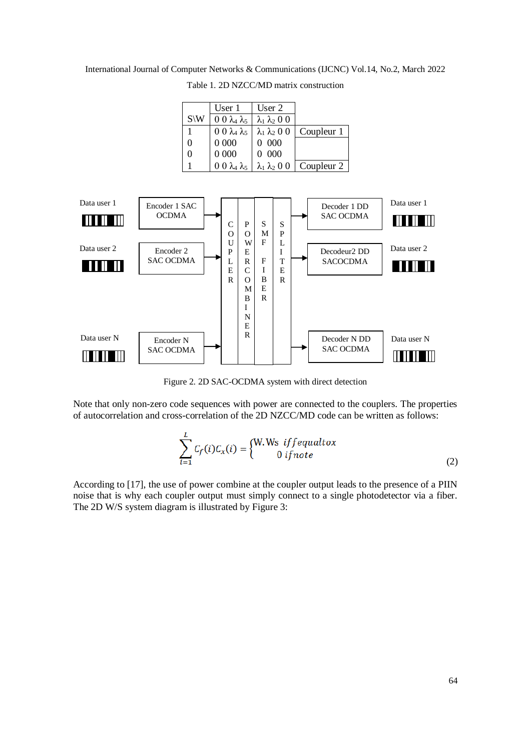Table 1. 2D NZCC/MD matrix construction

| S\W | User 1 | User 2 | |
|---|---|---|---|
| | $0\ 0\ \lambda_4\ \lambda_5$ | $\lambda_1\ \lambda_2\ 0\ 0$ | |
| 1 | $0\ 0\ \lambda_4\ \lambda_5$ | $\lambda_1\ \lambda_2\ 0\ 0$ | Coupleur 1 |
| 0 | 0 000 | 0 000 | |
| 0 | 0 000 | 0 000 | |
| 1 | $0\ 0\ \lambda_4\ \lambda_5$ | $\lambda_1\ \lambda_2\ 0\ 0$ | Coupleur 2 |

Data user 1 → Encoder 1 SAC OCDMA; Data user 2 → Encoder 2 SAC OCDMA; Data user N → Encoder N SAC OCDMA → COUPLER → POWER COMBINER → SMF FIBER → SPLITER → Decoder 1 DD SAC OCDMA → Data user 1; Decodeur2 DD SACOCDMA → Data user 2; Decoder N DD SAC OCDMA → Data user N

Figure 2. 2D SAC-OCDMA system with direct detection

Note that only non-zero code sequences with power are connected to the couplers. The properties of autocorrelation and cross-correlation of the 2D NZCC/MD code can be written as follows:

$$\sum_{i=1}^{L} C_f(i)C_x(i) = \begin{cases} \text{W.Ws} \;\; if f equal to x \\ 0 \; if not e \end{cases} \tag{2}$$

According to [17], the use of power combine at the coupler output leads to the presence of a PIIN noise that is why each coupler output must simply connect to a single photodetector via a fiber. The 2D W/S system diagram is illustrated by Figure 3: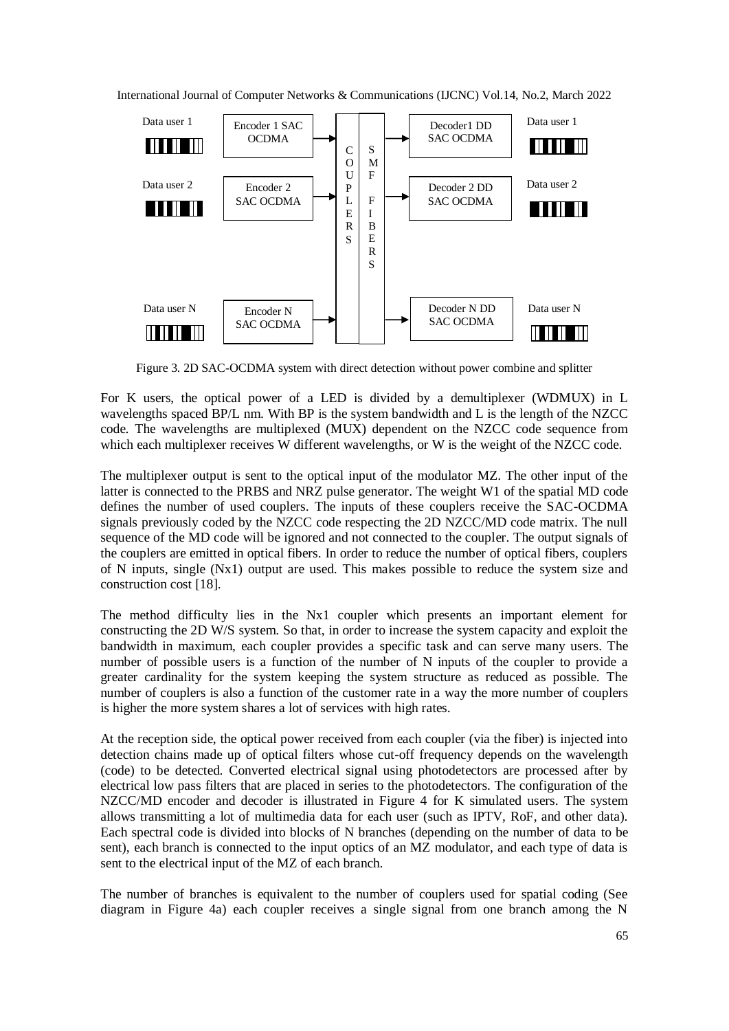Figure 3. 2D SAC-OCDMA system with direct detection without power combine and splitter

For K users, the optical power of a LED is divided by a demultiplexer (WDMUX) in L wavelengths spaced BP/L nm. With BP is the system bandwidth and L is the length of the NZCC code. The wavelengths are multiplexed (MUX) dependent on the NZCC code sequence from which each multiplexer receives W different wavelengths, or W is the weight of the NZCC code.

The multiplexer output is sent to the optical input of the modulator MZ. The other input of the latter is connected to the PRBS and NRZ pulse generator. The weight W1 of the spatial MD code defines the number of used couplers. The inputs of these couplers receive the SAC-OCDMA signals previously coded by the NZCC code respecting the 2D NZCC/MD code matrix. The null sequence of the MD code will be ignored and not connected to the coupler. The output signals of the couplers are emitted in optical fibers. In order to reduce the number of optical fibers, couplers of N inputs, single (Nx1) output are used. This makes possible to reduce the system size and construction cost [18].

The method difficulty lies in the Nx1 coupler which presents an important element for constructing the 2D W/S system. So that, in order to increase the system capacity and exploit the bandwidth in maximum, each coupler provides a specific task and can serve many users. The number of possible users is a function of the number of N inputs of the coupler to provide a greater cardinality for the system keeping the system structure as reduced as possible. The number of couplers is also a function of the customer rate in a way the more number of couplers is higher the more system shares a lot of services with high rates.

At the reception side, the optical power received from each coupler (via the fiber) is injected into detection chains made up of optical filters whose cut-off frequency depends on the wavelength (code) to be detected. Converted electrical signal using photodetectors are processed after by electrical low pass filters that are placed in series to the photodetectors. The configuration of the NZCC/MD encoder and decoder is illustrated in Figure 4 for K simulated users. The system allows transmitting a lot of multimedia data for each user (such as IPTV, RoF, and other data). Each spectral code is divided into blocks of N branches (depending on the number of data to be sent), each branch is connected to the input optics of an MZ modulator, and each type of data is sent to the electrical input of the MZ of each branch.

The number of branches is equivalent to the number of couplers used for spatial coding (See diagram in Figure 4a) each coupler receives a single signal from one branch among the N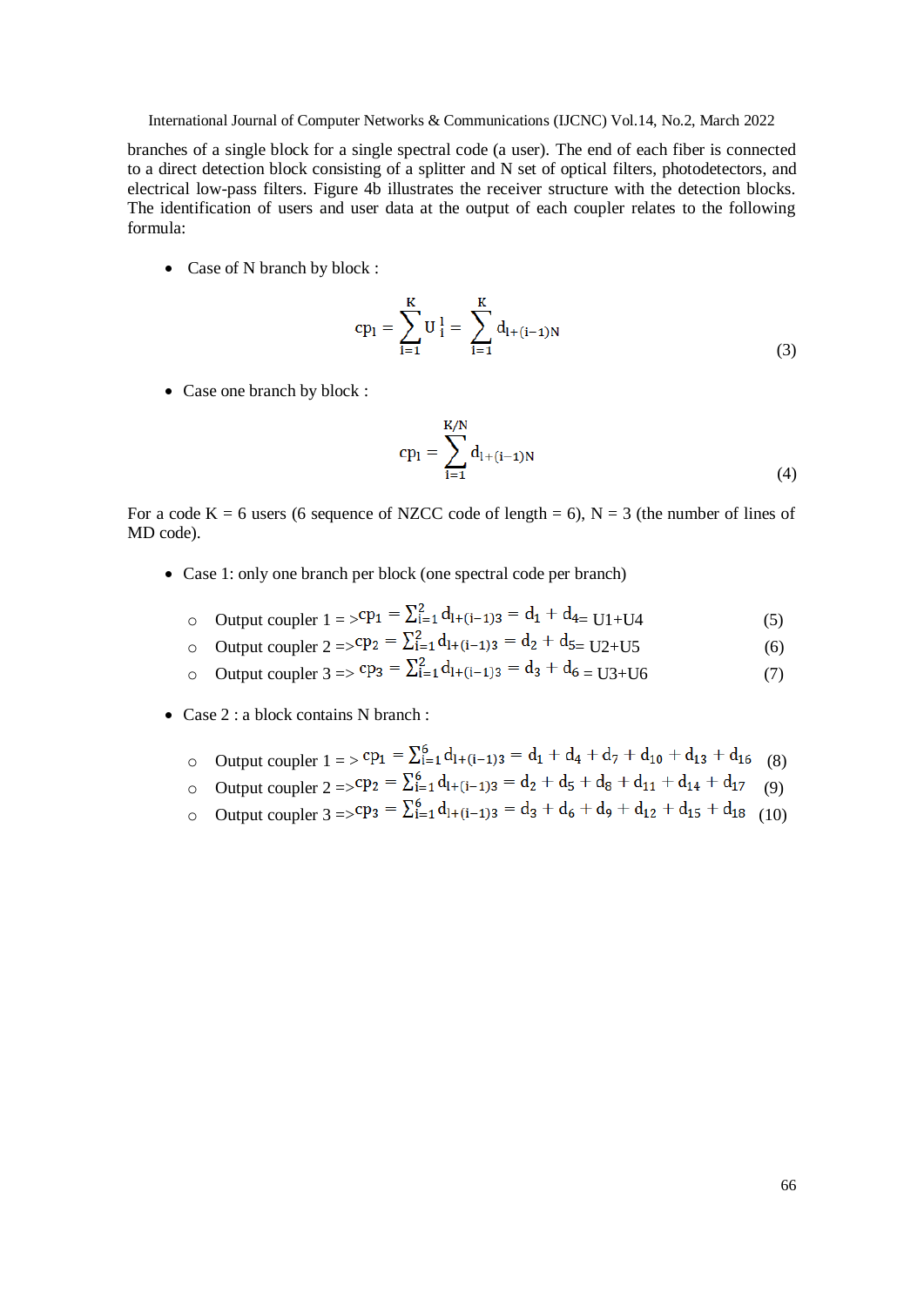branches of a single block for a single spectral code (a user). The end of each fiber is connected to a direct detection block consisting of a splitter and N set of optical filters, photodetectors, and electrical low-pass filters. Figure 4b illustrates the receiver structure with the detection blocks. The identification of users and user data at the output of each coupler relates to the following formula:

- Case of N branch by block :

$$cp_l = \sum_{i=1}^{K} U_i^l = \sum_{i=1}^{K} d_{l+(i-1)N} \tag{3}$$

- Case one branch by block :

$$cp_l = \sum_{i=1}^{K/N} d_{l+(i-1)N} \tag{4}$$

For a code K = 6 users (6 sequence of NZCC code of length = 6), N = 3 (the number of lines of MD code).

- Case 1: only one branch per block (one spectral code per branch)
  - Output coupler 1 = > $cp_1 = \sum_{i=1}^{2} d_{l+(i-1)3} = d_1 + d_4 =$ U1+U4 (5)
  - Output coupler 2 => $cp_2 = \sum_{i=1}^{2} d_{l+(i-1)3} = d_2 + d_5 =$ U2+U5 (6)
  - Output coupler 3 => $cp_3 = \sum_{i=1}^{2} d_{l+(i-1)3} = d_3 + d_6 =$ U3+U6 (7)

- Case 2 : a block contains N branch :
  - Output coupler 1 = > $cp_1 = \sum_{i=1}^{6} d_{l+(i-1)3} = d_1 + d_4 + d_7 + d_{10} + d_{13} + d_{16}$ (8)
  - Output coupler 2 => $cp_2 = \sum_{i=1}^{6} d_{l+(i-1)3} = d_2 + d_5 + d_8 + d_{11} + d_{14} + d_{17}$ (9)
  - Output coupler 3 => $cp_3 = \sum_{i=1}^{6} d_{l+(i-1)3} = d_3 + d_6 + d_9 + d_{12} + d_{15} + d_{18}$ (10)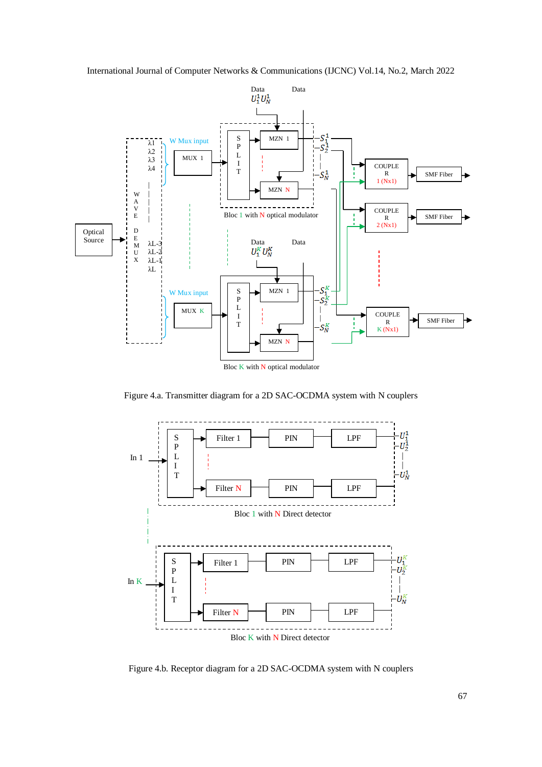Figure 4.a. Transmitter diagram for a 2D SAC-OCDMA system with N couplers

Figure 4.b. Receptor diagram for a 2D SAC-OCDMA system with N couplers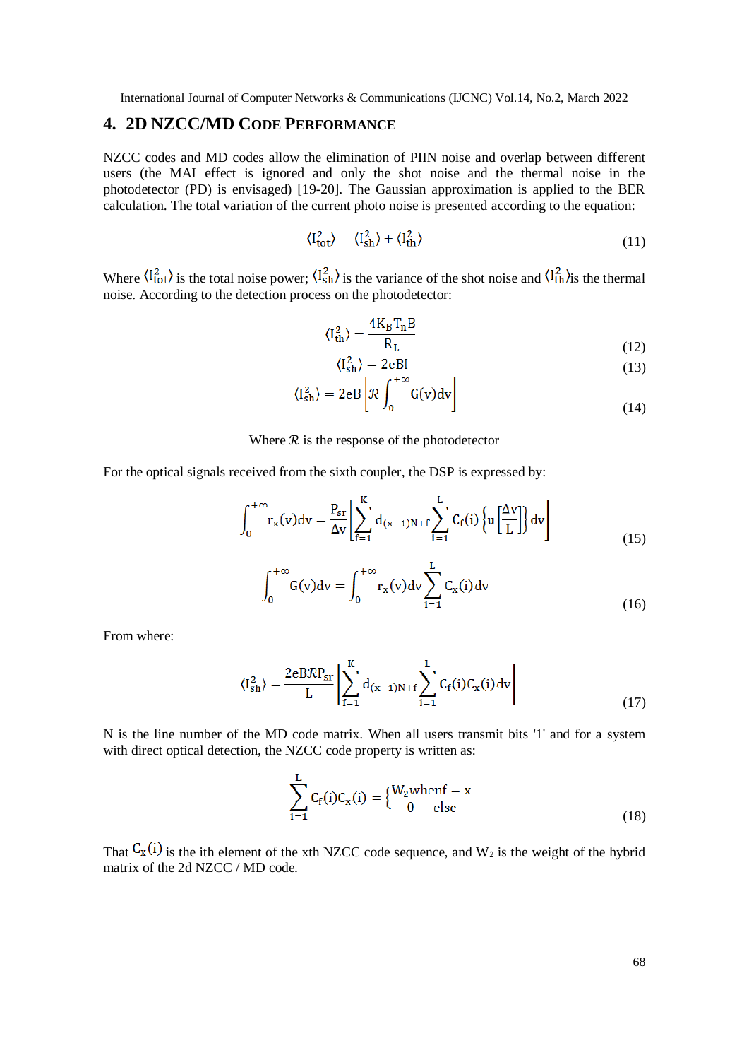## 4. 2D NZCC/MD Code Performance

NZCC codes and MD codes allow the elimination of PIIN noise and overlap between different users (the MAI effect is ignored and only the shot noise and the thermal noise in the photodetector (PD) is envisaged) [19-20]. The Gaussian approximation is applied to the BER calculation. The total variation of the current photo noise is presented according to the equation:

$$\langle I_{tot}^2 \rangle = \langle I_{sh}^2 \rangle + \langle I_{th}^2 \rangle \tag{11}$$

Where $\langle I_{tot}^2 \rangle$ is the total noise power; $\langle I_{sh}^2 \rangle$ is the variance of the shot noise and $\langle I_{th}^2 \rangle$is the thermal noise. According to the detection process on the photodetector:

$$\langle I_{th}^2 \rangle = \frac{4K_B T_n B}{R_L} \tag{12}$$

$$\langle I_{sh}^2 \rangle = 2eBI \tag{13}$$

$$\langle I_{sh}^2 \rangle = 2eB\left[\mathcal{R}\int_0^{+\infty} G(v)dv\right] \tag{14}$$

Where $\mathcal{R}$ is the response of the photodetector

For the optical signals received from the sixth coupler, the DSP is expressed by:

$$\int_0^{+\infty} r_x(v)dv = \frac{P_{sr}}{\Delta v}\left[\sum_{f=1}^{K} d_{(x-1)N+f}\sum_{i=1}^{L} C_f(i)\left\{u\left[\frac{\Delta v}{L}\right]\right\}dv\right] \tag{15}$$

$$\int_0^{+\infty} G(v)dv = \int_0^{+\infty} r_x(v)dv\sum_{i=1}^{L} C_x(i)dv \tag{16}$$

From where:

$$\langle I_{sh}^2 \rangle = \frac{2eB\mathcal{R}P_{sr}}{L}\left[\sum_{f=1}^{K} d_{(x-1)N+f}\sum_{i=1}^{L} C_f(i)C_x(i)dv\right] \tag{17}$$

N is the line number of the MD code matrix. When all users transmit bits '1' and for a system with direct optical detection, the NZCC code property is written as:

$$\sum_{i=1}^{L} C_f(i)C_x(i) = \begin{cases} W_2 \text{when} f = x \\ 0 \quad \text{else} \end{cases} \tag{18}$$

That $C_x(i)$ is the ith element of the xth NZCC code sequence, and $W_2$ is the weight of the hybrid matrix of the 2d NZCC / MD code.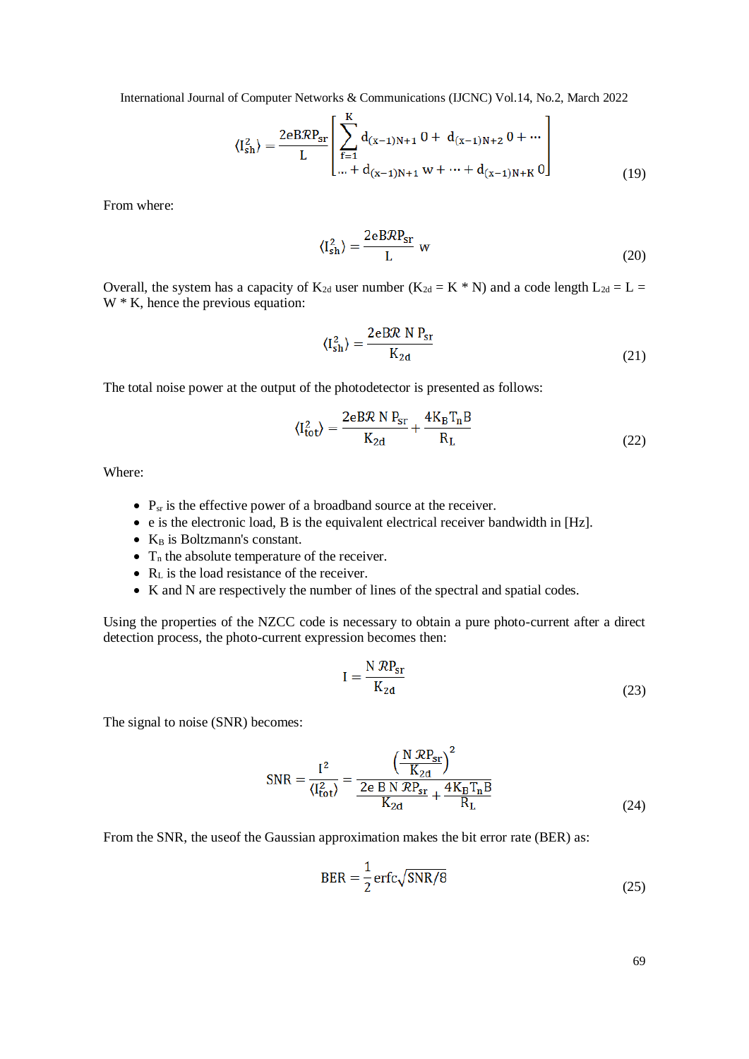$$\langle I_{sh}^2 \rangle = \frac{2eB\mathcal{R}P_{sr}}{L} \left[ \sum_{f=1}^{K} d_{(x-1)N+1}\, 0 + d_{(x-1)N+2}\, 0 + \cdots \atop \ldots + d_{(x-1)N+1}\, w + \cdots + d_{(x-1)N+K}\, 0 \right] \tag{19}$$

From where:

$$\langle I_{sh}^2 \rangle = \frac{2eB\mathcal{R}P_{sr}}{L}\, w \tag{20}$$

Overall, the system has a capacity of $K_{2d}$ user number ($K_{2d} = K * N$) and a code length $L_{2d} = L = W * K$, hence the previous equation:

$$\langle I_{sh}^2 \rangle = \frac{2eB\mathcal{R}\, N\, P_{sr}}{K_{2d}} \tag{21}$$

The total noise power at the output of the photodetector is presented as follows:

$$\langle I_{tot}^2 \rangle = \frac{2eB\mathcal{R}\, N\, P_{sr}}{K_{2d}} + \frac{4K_B T_n B}{R_L} \tag{22}$$

Where:

- $P_{sr}$ is the effective power of a broadband source at the receiver.
- e is the electronic load, B is the equivalent electrical receiver bandwidth in [Hz].
- $K_B$ is Boltzmann's constant.
- $T_n$ the absolute temperature of the receiver.
- $R_L$ is the load resistance of the receiver.
- K and N are respectively the number of lines of the spectral and spatial codes.

Using the properties of the NZCC code is necessary to obtain a pure photo-current after a direct detection process, the photo-current expression becomes then:

$$I = \frac{N\, \mathcal{R}P_{sr}}{K_{2d}} \tag{23}$$

The signal to noise (SNR) becomes:

$$SNR = \frac{I^2}{\langle I_{tot}^2 \rangle} = \frac{\left( \frac{N\, \mathcal{R}P_{sr}}{K_{2d}} \right)^2}{\frac{2e\, B\, N\, \mathcal{R}P_{sr}}{K_{2d}} + \frac{4K_B T_n B}{R_L}} \tag{24}$$

From the SNR, the useof the Gaussian approximation makes the bit error rate (BER) as:

$$BER = \frac{1}{2} \operatorname{erfc} \sqrt{SNR/8} \tag{25}$$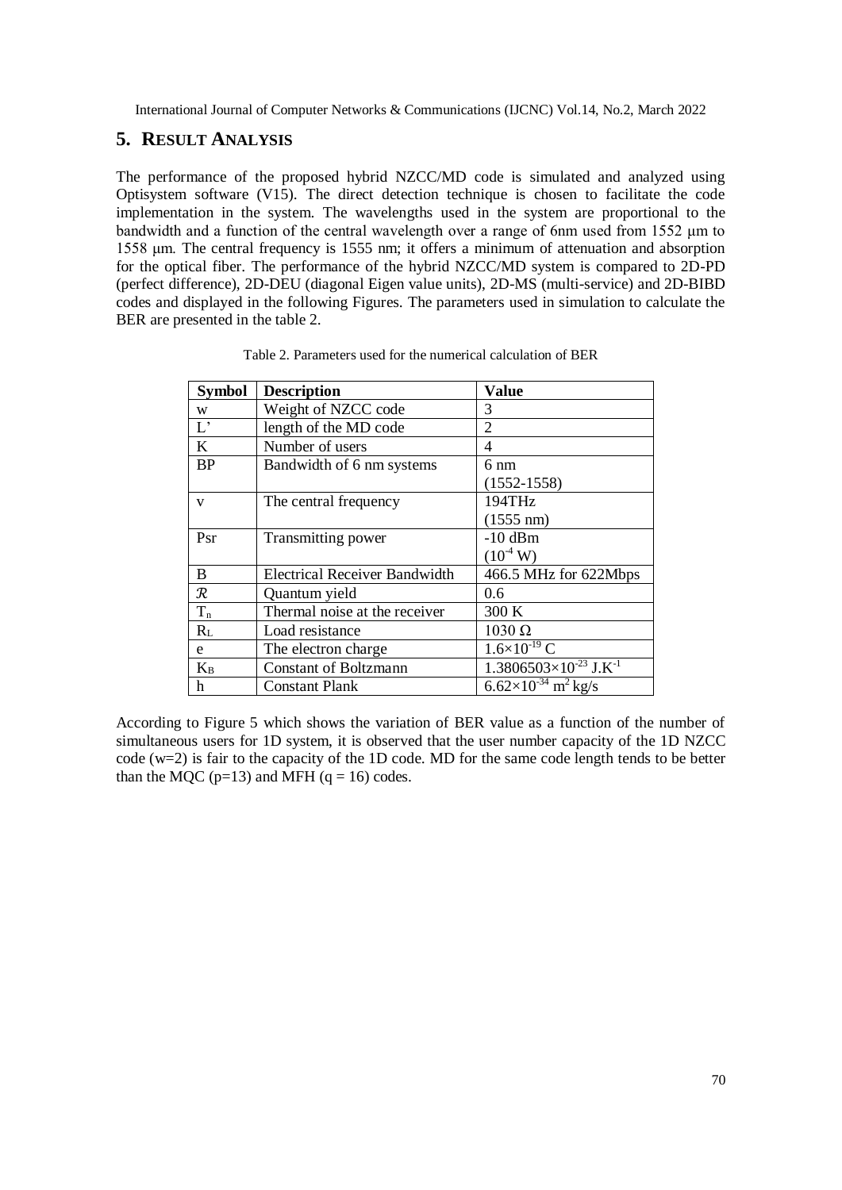## 5. RESULT ANALYSIS

The performance of the proposed hybrid NZCC/MD code is simulated and analyzed using Optisystem software (V15). The direct detection technique is chosen to facilitate the code implementation in the system. The wavelengths used in the system are proportional to the bandwidth and a function of the central wavelength over a range of 6nm used from 1552 μm to 1558 μm. The central frequency is 1555 nm; it offers a minimum of attenuation and absorption for the optical fiber. The performance of the hybrid NZCC/MD system is compared to 2D-PD (perfect difference), 2D-DEU (diagonal Eigen value units), 2D-MS (multi-service) and 2D-BIBD codes and displayed in the following Figures. The parameters used in simulation to calculate the BER are presented in the table 2.

Table 2. Parameters used for the numerical calculation of BER

| Symbol | Description | Value |
|---|---|---|
| w | Weight of NZCC code | 3 |
| L’ | length of the MD code | 2 |
| K | Number of users | 4 |
| BP | Bandwidth of 6 nm systems | 6 nm (1552-1558) |
| v | The central frequency | 194THz (1555 nm) |
| Psr | Transmitting power | -10 dBm ($10^{-4}$ W) |
| B | Electrical Receiver Bandwidth | 466.5 MHz for 622Mbps |
| $\mathcal{R}$ | Quantum yield | 0.6 |
| $T_n$ | Thermal noise at the receiver | 300 K |
| $R_L$ | Load resistance | 1030 Ω |
| e | The electron charge | $1.6\times10^{-19}$ C |
| $K_B$ | Constant of Boltzmann | $1.3806503\times10^{-23}$ J.K$^{-1}$ |
| h | Constant Plank | $6.62\times10^{-34}$ m$^2$ kg/s |

According to Figure 5 which shows the variation of BER value as a function of the number of simultaneous users for 1D system, it is observed that the user number capacity of the 1D NZCC code (w=2) is fair to the capacity of the 1D code. MD for the same code length tends to be better than the MQC (p=13) and MFH (q = 16) codes.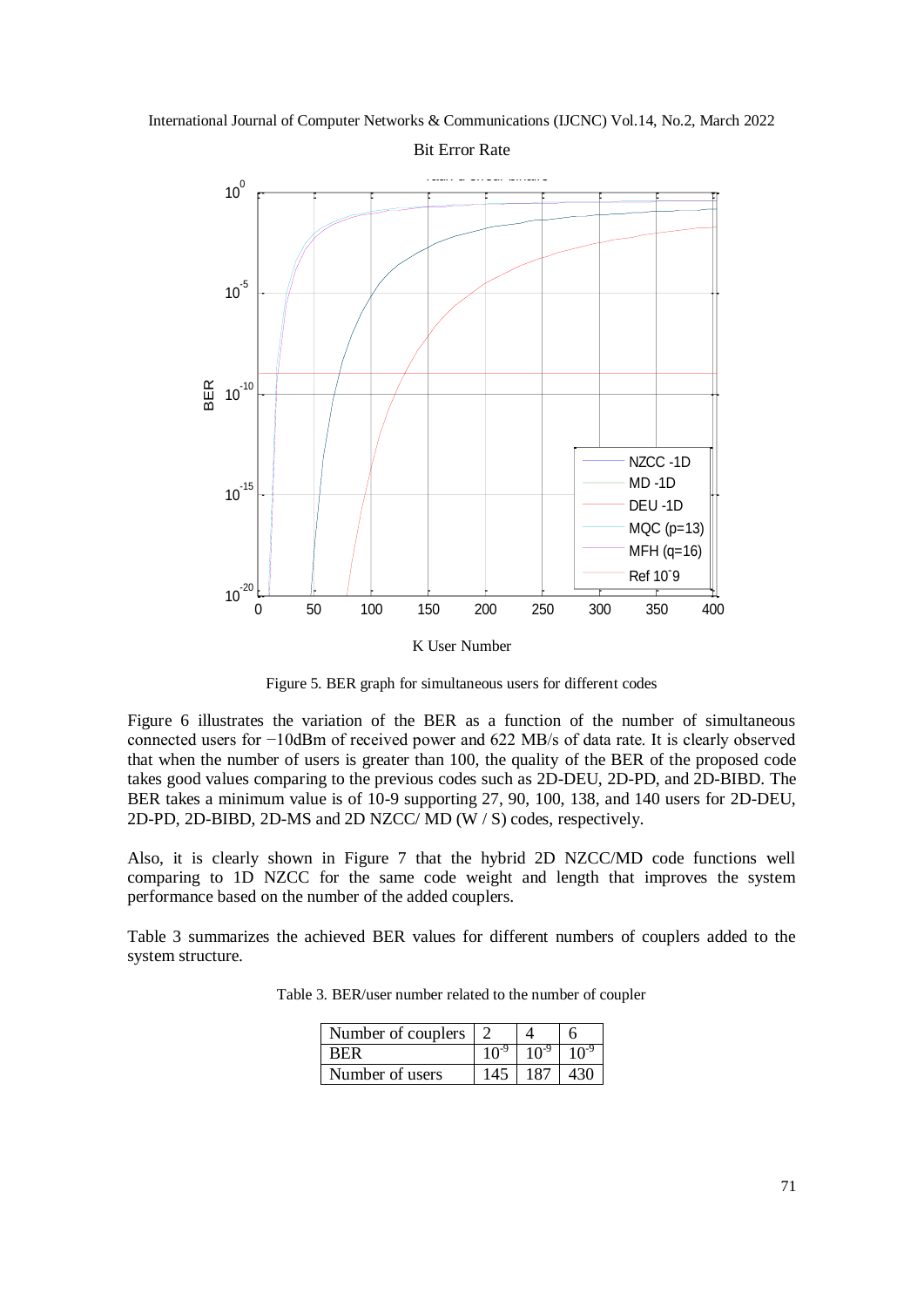Figure 5. BER graph for simultaneous users for different codes

Figure 6 illustrates the variation of the BER as a function of the number of simultaneous connected users for −10dBm of received power and 622 MB/s of data rate. It is clearly observed that when the number of users is greater than 100, the quality of the BER of the proposed code takes good values comparing to the previous codes such as 2D-DEU, 2D-PD, and 2D-BIBD. The BER takes a minimum value is of 10-9 supporting 27, 90, 100, 138, and 140 users for 2D-DEU, 2D-PD, 2D-BIBD, 2D-MS and 2D NZCC/ MD (W / S) codes, respectively.

Also, it is clearly shown in Figure 7 that the hybrid 2D NZCC/MD code functions well comparing to 1D NZCC for the same code weight and length that improves the system performance based on the number of the added couplers.

Table 3 summarizes the achieved BER values for different numbers of couplers added to the system structure.

Table 3. BER/user number related to the number of coupler

| Number of couplers | 2 | 4 | 6 |
|---|---|---|---|
| BER | $10^{-9}$ | $10^{-9}$ | $10^{-9}$ |
| Number of users | 145 | 187 | 430 |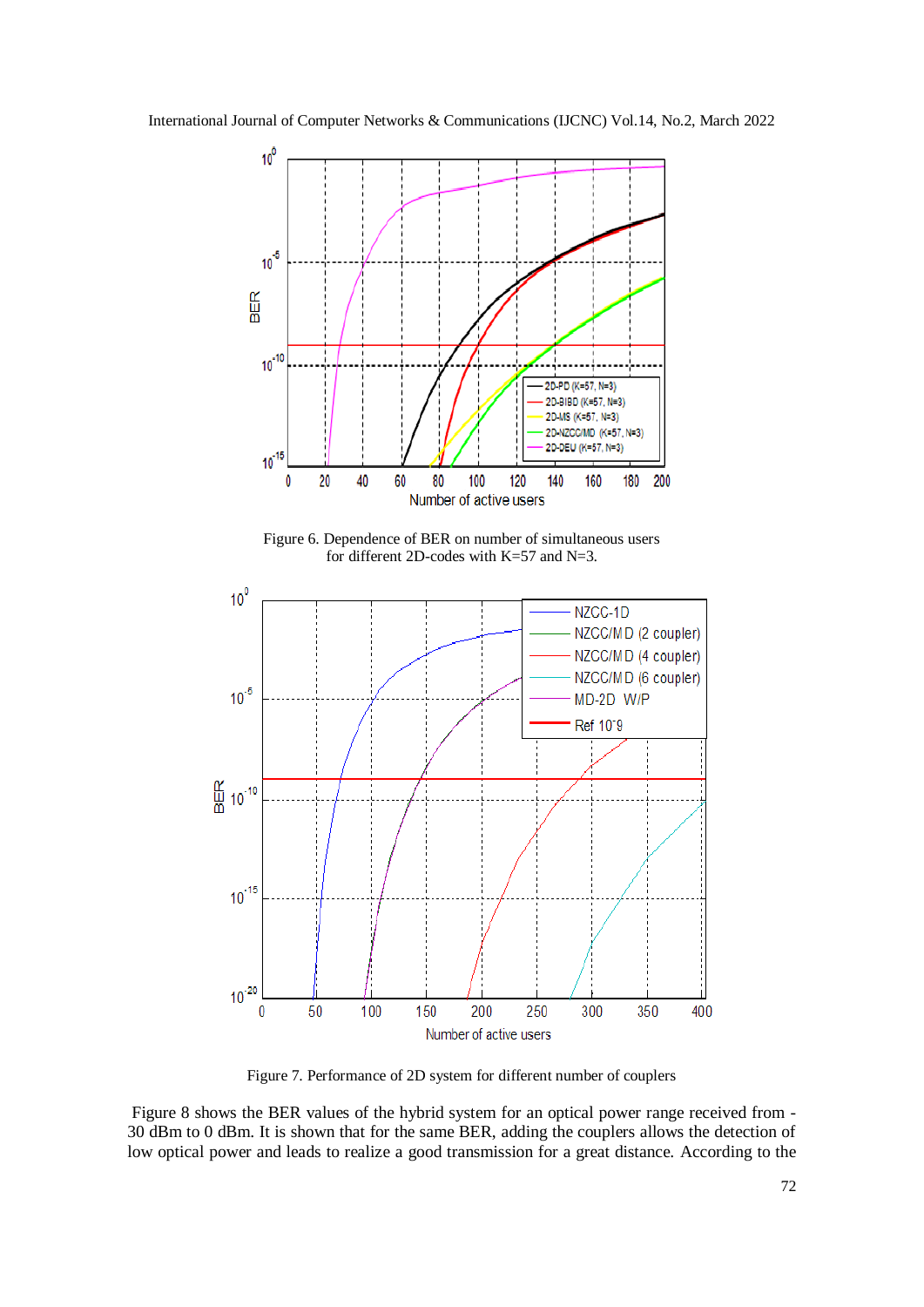Figure 6. Dependence of BER on number of simultaneous users for different 2D-codes with K=57 and N=3.

Figure 7. Performance of 2D system for different number of couplers

Figure 8 shows the BER values of the hybrid system for an optical power range received from -30 dBm to 0 dBm. It is shown that for the same BER, adding the couplers allows the detection of low optical power and leads to realize a good transmission for a great distance. According to the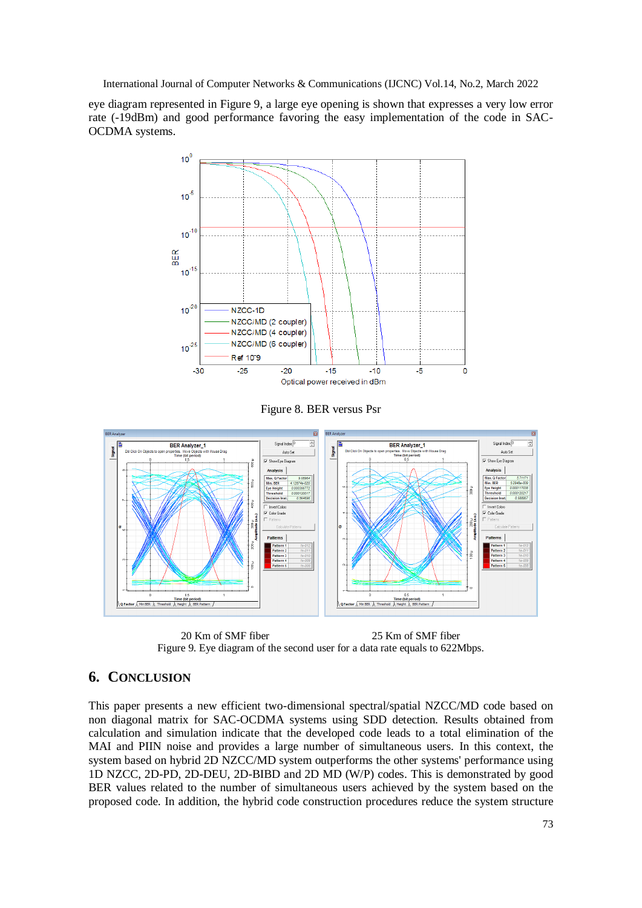eye diagram represented in Figure 9, a large eye opening is shown that expresses a very low error rate (-19dBm) and good performance favoring the easy implementation of the code in SAC-OCDMA systems.

Figure 8. BER versus Psr

20 Km of SMF fiber 25 Km of SMF fiber

Figure 9. Eye diagram of the second user for a data rate equals to 622Mbps.

## 6. CONCLUSION

This paper presents a new efficient two-dimensional spectral/spatial NZCC/MD code based on non diagonal matrix for SAC-OCDMA systems using SDD detection. Results obtained from calculation and simulation indicate that the developed code leads to a total elimination of the MAI and PIIN noise and provides a large number of simultaneous users. In this context, the system based on hybrid 2D NZCC/MD system outperforms the other systems' performance using 1D NZCC, 2D-PD, 2D-DEU, 2D-BIBD and 2D MD (W/P) codes. This is demonstrated by good BER values related to the number of simultaneous users achieved by the system based on the proposed code. In addition, the hybrid code construction procedures reduce the system structure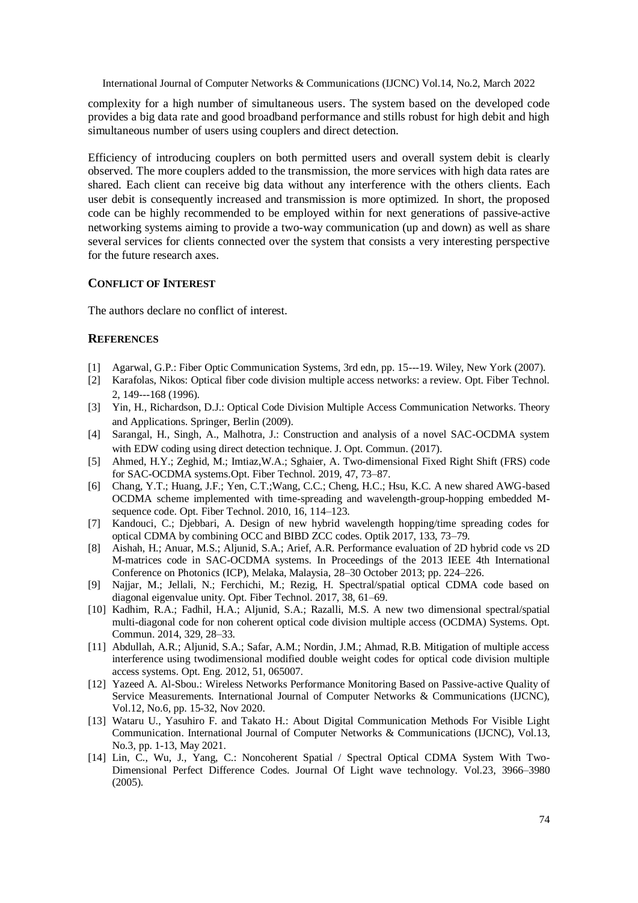complexity for a high number of simultaneous users. The system based on the developed code provides a big data rate and good broadband performance and stills robust for high debit and high simultaneous number of users using couplers and direct detection.

Efficiency of introducing couplers on both permitted users and overall system debit is clearly observed. The more couplers added to the transmission, the more services with high data rates are shared. Each client can receive big data without any interference with the others clients. Each user debit is consequently increased and transmission is more optimized. In short, the proposed code can be highly recommended to be employed within for next generations of passive-active networking systems aiming to provide a two-way communication (up and down) as well as share several services for clients connected over the system that consists a very interesting perspective for the future research axes.

## CONFLICT OF INTEREST

The authors declare no conflict of interest.

## REFERENCES

[1] Agarwal, G.P.: Fiber Optic Communication Systems, 3rd edn, pp. 15---19. Wiley, New York (2007).

[2] Karafolas, Nikos: Optical fiber code division multiple access networks: a review. Opt. Fiber Technol. 2, 149---168 (1996).

[3] Yin, H., Richardson, D.J.: Optical Code Division Multiple Access Communication Networks. Theory and Applications. Springer, Berlin (2009).

[4] Sarangal, H., Singh, A., Malhotra, J.: Construction and analysis of a novel SAC-OCDMA system with EDW coding using direct detection technique. J. Opt. Commun. (2017).

[5] Ahmed, H.Y.; Zeghid, M.; Imtiaz,W.A.; Sghaier, A. Two-dimensional Fixed Right Shift (FRS) code for SAC-OCDMA systems.Opt. Fiber Technol. 2019, 47, 73–87.

[6] Chang, Y.T.; Huang, J.F.; Yen, C.T.;Wang, C.C.; Cheng, H.C.; Hsu, K.C. A new shared AWG-based OCDMA scheme implemented with time-spreading and wavelength-group-hopping embedded M-sequence code. Opt. Fiber Technol. 2010, 16, 114–123.

[7] Kandouci, C.; Djebbari, A. Design of new hybrid wavelength hopping/time spreading codes for optical CDMA by combining OCC and BIBD ZCC codes. Optik 2017, 133, 73–79.

[8] Aishah, H.; Anuar, M.S.; Aljunid, S.A.; Arief, A.R. Performance evaluation of 2D hybrid code vs 2D M-matrices code in SAC-OCDMA systems. In Proceedings of the 2013 IEEE 4th International Conference on Photonics (ICP), Melaka, Malaysia, 28–30 October 2013; pp. 224–226.

[9] Najjar, M.; Jellali, N.; Ferchichi, M.; Rezig, H. Spectral/spatial optical CDMA code based on diagonal eigenvalue unity. Opt. Fiber Technol. 2017, 38, 61–69.

[10] Kadhim, R.A.; Fadhil, H.A.; Aljunid, S.A.; Razalli, M.S. A new two dimensional spectral/spatial multi-diagonal code for non coherent optical code division multiple access (OCDMA) Systems. Opt. Commun. 2014, 329, 28–33.

[11] Abdullah, A.R.; Aljunid, S.A.; Safar, A.M.; Nordin, J.M.; Ahmad, R.B. Mitigation of multiple access interference using twodimensional modified double weight codes for optical code division multiple access systems. Opt. Eng. 2012, 51, 065007.

[12] Yazeed A. Al-Sbou.: Wireless Networks Performance Monitoring Based on Passive-active Quality of Service Measurements. International Journal of Computer Networks & Communications (IJCNC), Vol.12, No.6, pp. 15-32, Nov 2020.

[13] Wataru U., Yasuhiro F. and Takato H.: About Digital Communication Methods For Visible Light Communication. International Journal of Computer Networks & Communications (IJCNC), Vol.13, No.3, pp. 1-13, May 2021.

[14] Lin, C., Wu, J., Yang, C.: Noncoherent Spatial / Spectral Optical CDMA System With Two-Dimensional Perfect Difference Codes. Journal Of Light wave technology. Vol.23, 3966–3980 (2005).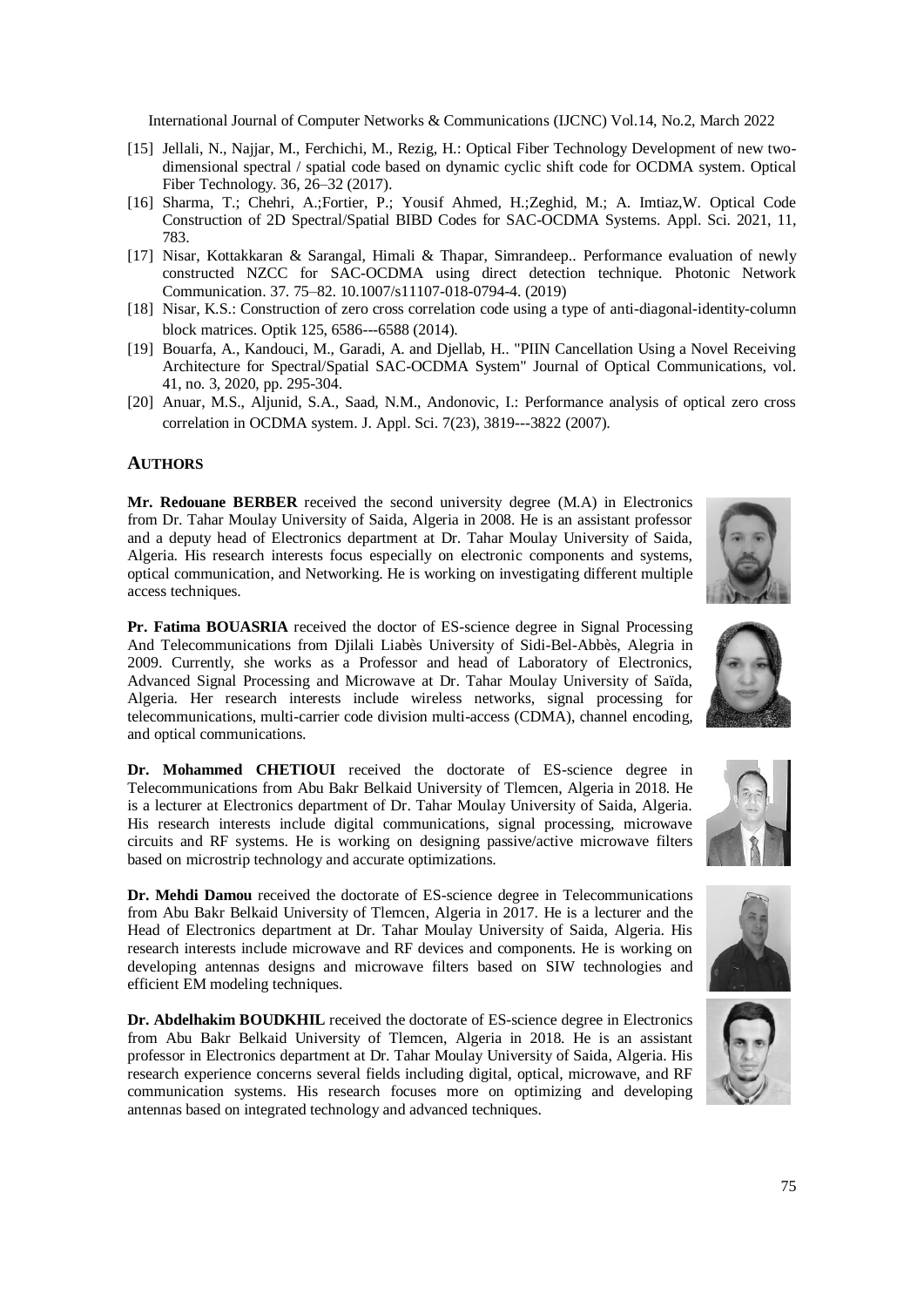[15] Jellali, N., Najjar, M., Ferchichi, M., Rezig, H.: Optical Fiber Technology Development of new two-dimensional spectral / spatial code based on dynamic cyclic shift code for OCDMA system. Optical Fiber Technology. 36, 26–32 (2017).

[16] Sharma, T.; Chehri, A.;Fortier, P.; Yousif Ahmed, H.;Zeghid, M.; A. Imtiaz,W. Optical Code Construction of 2D Spectral/Spatial BIBD Codes for SAC-OCDMA Systems. Appl. Sci. 2021, 11, 783.

[17] Nisar, Kottakkaran & Sarangal, Himali & Thapar, Simrandeep.. Performance evaluation of newly constructed NZCC for SAC-OCDMA using direct detection technique. Photonic Network Communication. 37. 75–82. 10.1007/s11107-018-0794-4. (2019)

[18] Nisar, K.S.: Construction of zero cross correlation code using a type of anti-diagonal-identity-column block matrices. Optik 125, 6586---6588 (2014).

[19] Bouarfa, A., Kandouci, M., Garadi, A. and Djellab, H.. "PIIN Cancellation Using a Novel Receiving Architecture for Spectral/Spatial SAC-OCDMA System" Journal of Optical Communications, vol. 41, no. 3, 2020, pp. 295-304.

[20] Anuar, M.S., Aljunid, S.A., Saad, N.M., Andonovic, I.: Performance analysis of optical zero cross correlation in OCDMA system. J. Appl. Sci. 7(23), 3819---3822 (2007).

## AUTHORS

**Mr. Redouane BERBER** received the second university degree (M.A) in Electronics from Dr. Tahar Moulay University of Saida, Algeria in 2008. He is an assistant professor and a deputy head of Electronics department at Dr. Tahar Moulay University of Saida, Algeria. His research interests focus especially on electronic components and systems, optical communication, and Networking. He is working on investigating different multiple access techniques.

**Pr. Fatima BOUASRIA** received the doctor of ES-science degree in Signal Processing And Telecommunications from Djilali Liabès University of Sidi-Bel-Abbès, Alegria in 2009. Currently, she works as a Professor and head of Laboratory of Electronics, Advanced Signal Processing and Microwave at Dr. Tahar Moulay University of Saïda, Algeria. Her research interests include wireless networks, signal processing for telecommunications, multi-carrier code division multi-access (CDMA), channel encoding, and optical communications.

**Dr. Mohammed CHETIOUI** received the doctorate of ES-science degree in Telecommunications from Abu Bakr Belkaid University of Tlemcen, Algeria in 2018. He is a lecturer at Electronics department of Dr. Tahar Moulay University of Saida, Algeria. His research interests include digital communications, signal processing, microwave circuits and RF systems. He is working on designing passive/active microwave filters based on microstrip technology and accurate optimizations.

**Dr. Mehdi Damou** received the doctorate of ES-science degree in Telecommunications from Abu Bakr Belkaid University of Tlemcen, Algeria in 2017. He is a lecturer and the Head of Electronics department at Dr. Tahar Moulay University of Saida, Algeria. His research interests include microwave and RF devices and components. He is working on developing antennas designs and microwave filters based on SIW technologies and efficient EM modeling techniques.

**Dr. Abdelhakim BOUDKHIL** received the doctorate of ES-science degree in Electronics from Abu Bakr Belkaid University of Tlemcen, Algeria in 2018. He is an assistant professor in Electronics department at Dr. Tahar Moulay University of Saida, Algeria. His research experience concerns several fields including digital, optical, microwave, and RF communication systems. His research focuses more on optimizing and developing antennas based on integrated technology and advanced techniques.